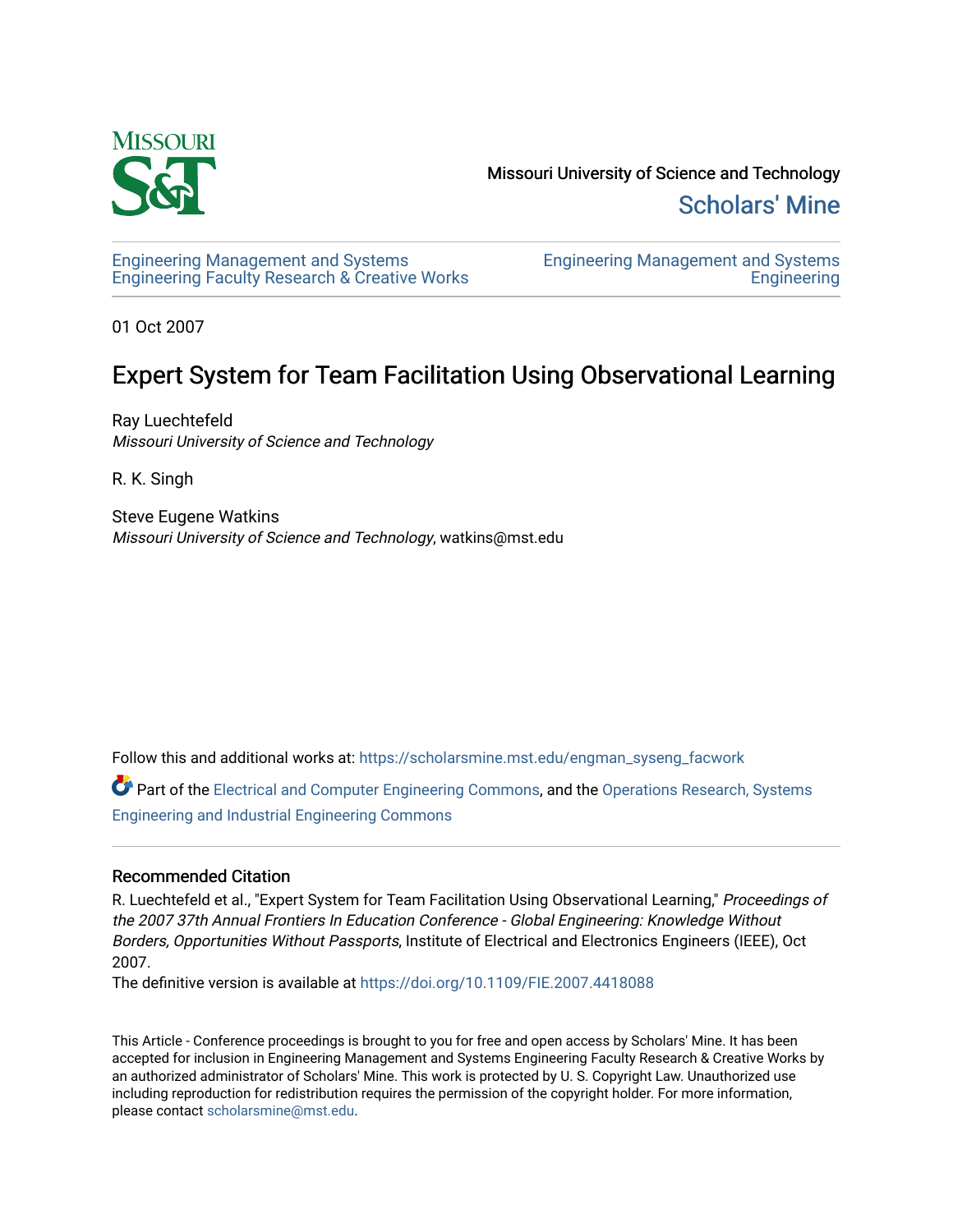Missouri University of Science and Technology

Scholars' Mine

Engineering Management and Systems Engineering Faculty Research & Creative Works

Engineering Management and Systems Engineering

01 Oct 2007

# Expert System for Team Facilitation Using Observational Learning

Ray Luechtefeld
*Missouri University of Science and Technology*

R. K. Singh

Steve Eugene Watkins
*Missouri University of Science and Technology*, watkins@mst.edu

Follow this and additional works at: https://scholarsmine.mst.edu/engman_syseng_facwork

Part of the Electrical and Computer Engineering Commons, and the Operations Research, Systems Engineering and Industrial Engineering Commons

## Recommended Citation

R. Luechtefeld et al., "Expert System for Team Facilitation Using Observational Learning," *Proceedings of the 2007 37th Annual Frontiers In Education Conference - Global Engineering: Knowledge Without Borders, Opportunities Without Passports*, Institute of Electrical and Electronics Engineers (IEEE), Oct 2007.

The definitive version is available at https://doi.org/10.1109/FIE.2007.4418088

This Article - Conference proceedings is brought to you for free and open access by Scholars' Mine. It has been accepted for inclusion in Engineering Management and Systems Engineering Faculty Research & Creative Works by an authorized administrator of Scholars' Mine. This work is protected by U. S. Copyright Law. Unauthorized use including reproduction for redistribution requires the permission of the copyright holder. For more information, please contact scholarsmine@mst.edu.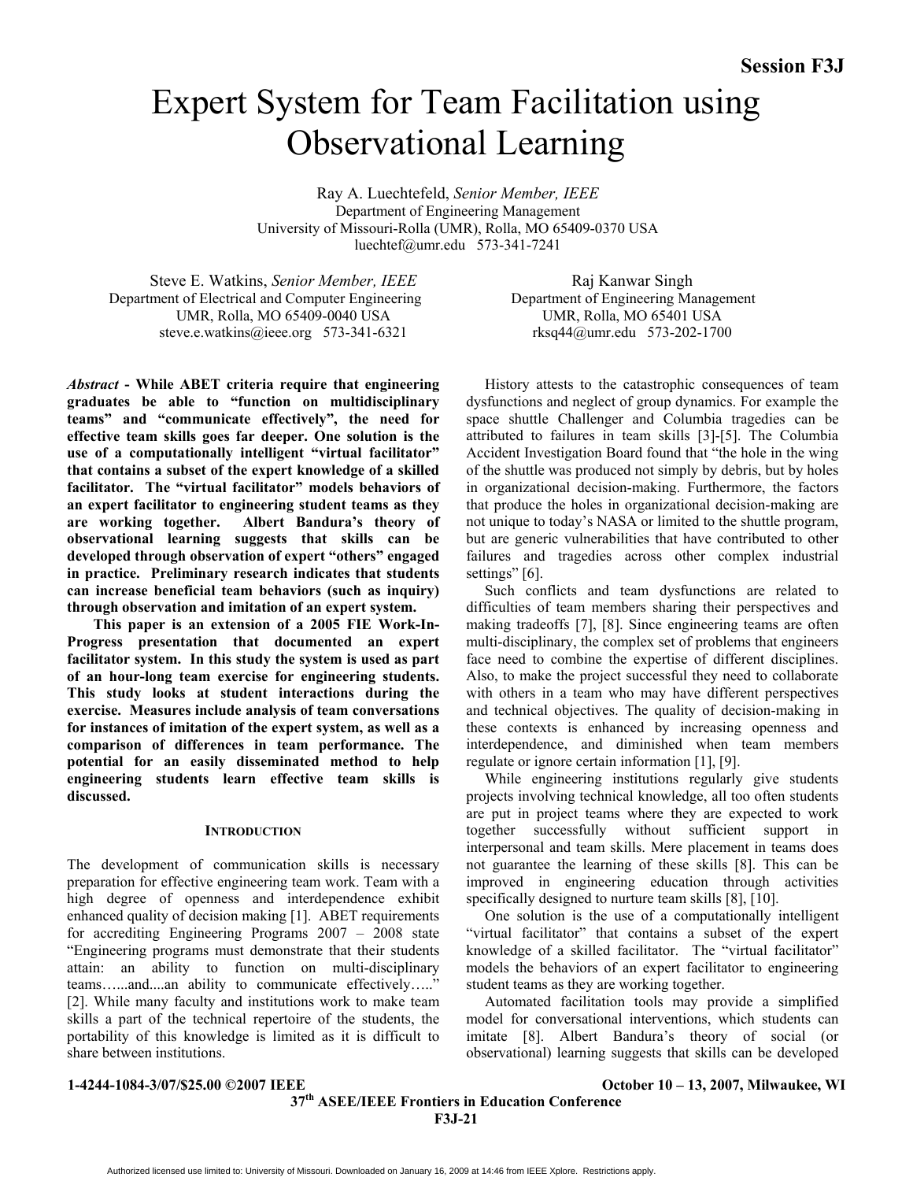# Expert System for Team Facilitation using Observational Learning

Ray A. Luechtefeld, *Senior Member, IEEE*
Department of Engineering Management
University of Missouri-Rolla (UMR), Rolla, MO 65409-0370 USA
luechtef@umr.edu 573-341-7241

Steve E. Watkins, *Senior Member, IEEE*
Department of Electrical and Computer Engineering
UMR, Rolla, MO 65409-0040 USA
steve.e.watkins@ieee.org 573-341-6321

Raj Kanwar Singh
Department of Engineering Management
UMR, Rolla, MO 65401 USA
rksq44@umr.edu 573-202-1700

***Abstract* - While ABET criteria require that engineering graduates be able to "function on multidisciplinary teams" and "communicate effectively", the need for effective team skills goes far deeper. One solution is the use of a computationally intelligent "virtual facilitator" that contains a subset of the expert knowledge of a skilled facilitator. The "virtual facilitator" models behaviors of an expert facilitator to engineering student teams as they are working together. Albert Bandura's theory of observational learning suggests that skills can be developed through observation of expert "others" engaged in practice. Preliminary research indicates that students can increase beneficial team behaviors (such as inquiry) through observation and imitation of an expert system.**

**This paper is an extension of a 2005 FIE Work-In-Progress presentation that documented an expert facilitator system. In this study the system is used as part of an hour-long team exercise for engineering students. This study looks at student interactions during the exercise. Measures include analysis of team conversations for instances of imitation of the expert system, as well as a comparison of differences in team performance. The potential for an easily disseminated method to help engineering students learn effective team skills is discussed.**

## INTRODUCTION

The development of communication skills is necessary preparation for effective engineering team work. Team with a high degree of openness and interdependence exhibit enhanced quality of decision making [1]. ABET requirements for accrediting Engineering Programs 2007 – 2008 state "Engineering programs must demonstrate that their students attain: an ability to function on multi-disciplinary teams…...and....an ability to communicate effectively….." [2]. While many faculty and institutions work to make team skills a part of the technical repertoire of the students, the portability of this knowledge is limited as it is difficult to share between institutions.

History attests to the catastrophic consequences of team dysfunctions and neglect of group dynamics. For example the space shuttle Challenger and Columbia tragedies can be attributed to failures in team skills [3]-[5]. The Columbia Accident Investigation Board found that "the hole in the wing of the shuttle was produced not simply by debris, but by holes in organizational decision-making. Furthermore, the factors that produce the holes in organizational decision-making are not unique to today's NASA or limited to the shuttle program, but are generic vulnerabilities that have contributed to other failures and tragedies across other complex industrial settings" [6].

Such conflicts and team dysfunctions are related to difficulties of team members sharing their perspectives and making tradeoffs [7], [8]. Since engineering teams are often multi-disciplinary, the complex set of problems that engineers face need to combine the expertise of different disciplines. Also, to make the project successful they need to collaborate with others in a team who may have different perspectives and technical objectives. The quality of decision-making in these contexts is enhanced by increasing openness and interdependence, and diminished when team members regulate or ignore certain information [1], [9].

While engineering institutions regularly give students projects involving technical knowledge, all too often students are put in project teams where they are expected to work together successfully without sufficient support in interpersonal and team skills. Mere placement in teams does not guarantee the learning of these skills [8]. This can be improved in engineering education through activities specifically designed to nurture team skills [8], [10].

One solution is the use of a computationally intelligent "virtual facilitator" that contains a subset of the expert knowledge of a skilled facilitator. The "virtual facilitator" models the behaviors of an expert facilitator to engineering student teams as they are working together.

Automated facilitation tools may provide a simplified model for conversational interventions, which students can imitate [8]. Albert Bandura's theory of social (or observational) learning suggests that skills can be developed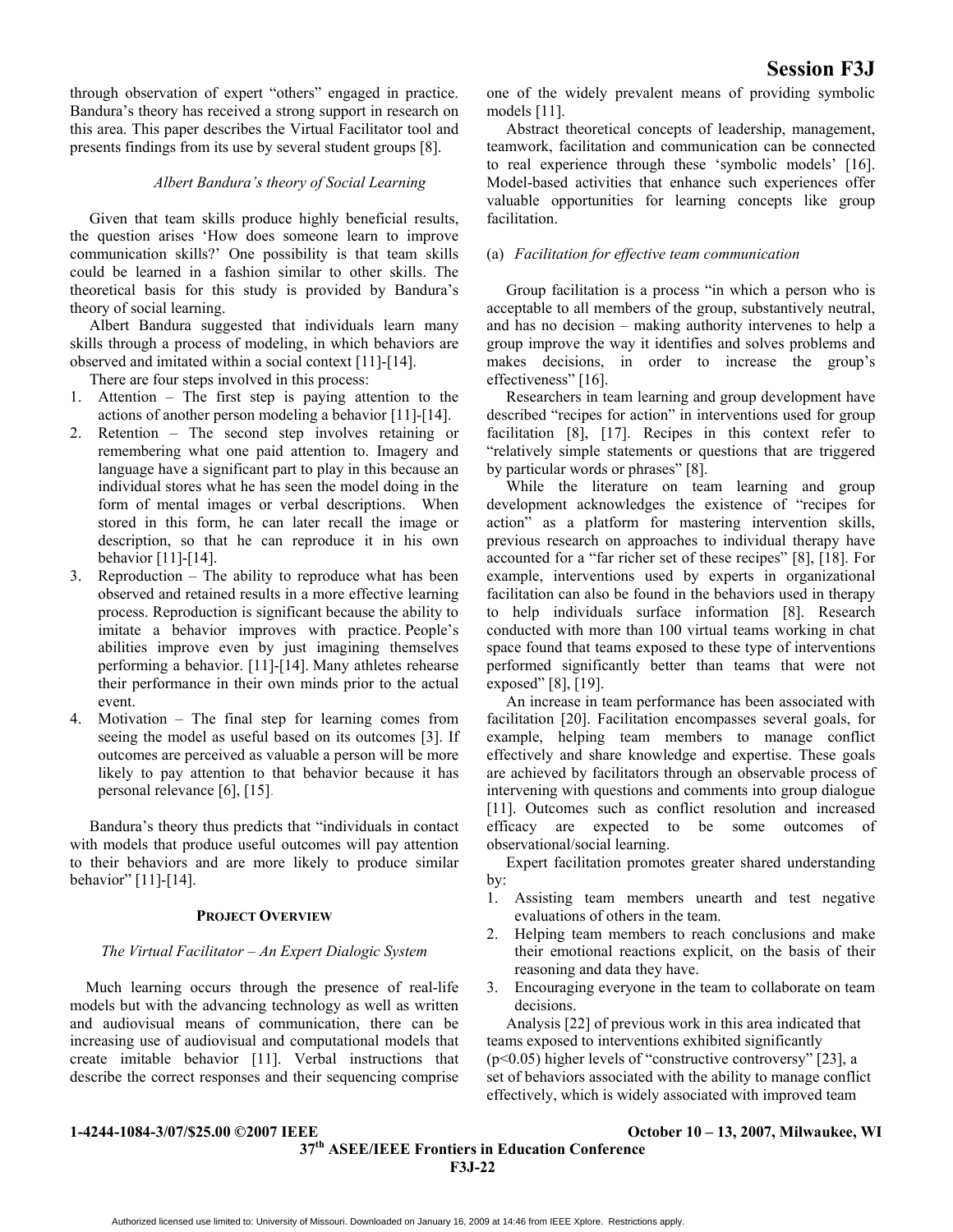through observation of expert "others" engaged in practice. Bandura's theory has received a strong support in research on this area. This paper describes the Virtual Facilitator tool and presents findings from its use by several student groups [8].

### *Albert Bandura's theory of Social Learning*

Given that team skills produce highly beneficial results, the question arises 'How does someone learn to improve communication skills?' One possibility is that team skills could be learned in a fashion similar to other skills. The theoretical basis for this study is provided by Bandura's theory of social learning.

Albert Bandura suggested that individuals learn many skills through a process of modeling, in which behaviors are observed and imitated within a social context [11]-[14].

There are four steps involved in this process:

1. Attention – The first step is paying attention to the actions of another person modeling a behavior [11]-[14].
2. Retention – The second step involves retaining or remembering what one paid attention to. Imagery and language have a significant part to play in this because an individual stores what he has seen the model doing in the form of mental images or verbal descriptions. When stored in this form, he can later recall the image or description, so that he can reproduce it in his own behavior [11]-[14].
3. Reproduction – The ability to reproduce what has been observed and retained results in a more effective learning process. Reproduction is significant because the ability to imitate a behavior improves with practice. People's abilities improve even by just imagining themselves performing a behavior. [11]-[14]. Many athletes rehearse their performance in their own minds prior to the actual event.
4. Motivation – The final step for learning comes from seeing the model as useful based on its outcomes [3]. If outcomes are perceived as valuable a person will be more likely to pay attention to that behavior because it has personal relevance [6], [15].

Bandura's theory thus predicts that "individuals in contact with models that produce useful outcomes will pay attention to their behaviors and are more likely to produce similar behavior" [11]-[14].

## PROJECT OVERVIEW

### *The Virtual Facilitator – An Expert Dialogic System*

Much learning occurs through the presence of real-life models but with the advancing technology as well as written and audiovisual means of communication, there can be increasing use of audiovisual and computational models that create imitable behavior [11]. Verbal instructions that describe the correct responses and their sequencing comprise one of the widely prevalent means of providing symbolic models [11].

Abstract theoretical concepts of leadership, management, teamwork, facilitation and communication can be connected to real experience through these 'symbolic models' [16]. Model-based activities that enhance such experiences offer valuable opportunities for learning concepts like group facilitation.

### (a) *Facilitation for effective team communication*

Group facilitation is a process "in which a person who is acceptable to all members of the group, substantively neutral, and has no decision – making authority intervenes to help a group improve the way it identifies and solves problems and makes decisions, in order to increase the group's effectiveness" [16].

Researchers in team learning and group development have described "recipes for action" in interventions used for group facilitation [8], [17]. Recipes in this context refer to "relatively simple statements or questions that are triggered by particular words or phrases" [8].

While the literature on team learning and group development acknowledges the existence of "recipes for action" as a platform for mastering intervention skills, previous research on approaches to individual therapy have accounted for a "far richer set of these recipes" [8], [18]. For example, interventions used by experts in organizational facilitation can also be found in the behaviors used in therapy to help individuals surface information [8]. Research conducted with more than 100 virtual teams working in chat space found that teams exposed to these type of interventions performed significantly better than teams that were not exposed" [8], [19].

An increase in team performance has been associated with facilitation [20]. Facilitation encompasses several goals, for example, helping team members to manage conflict effectively and share knowledge and expertise. These goals are achieved by facilitators through an observable process of intervening with questions and comments into group dialogue [11]. Outcomes such as conflict resolution and increased efficacy are expected to be some outcomes of observational/social learning.

Expert facilitation promotes greater shared understanding by:

1. Assisting team members unearth and test negative evaluations of others in the team.
2. Helping team members to reach conclusions and make their emotional reactions explicit, on the basis of their reasoning and data they have.
3. Encouraging everyone in the team to collaborate on team decisions.

Analysis [22] of previous work in this area indicated that teams exposed to interventions exhibited significantly ($p<0.05$) higher levels of "constructive controversy" [23], a set of behaviors associated with the ability to manage conflict effectively, which is widely associated with improved team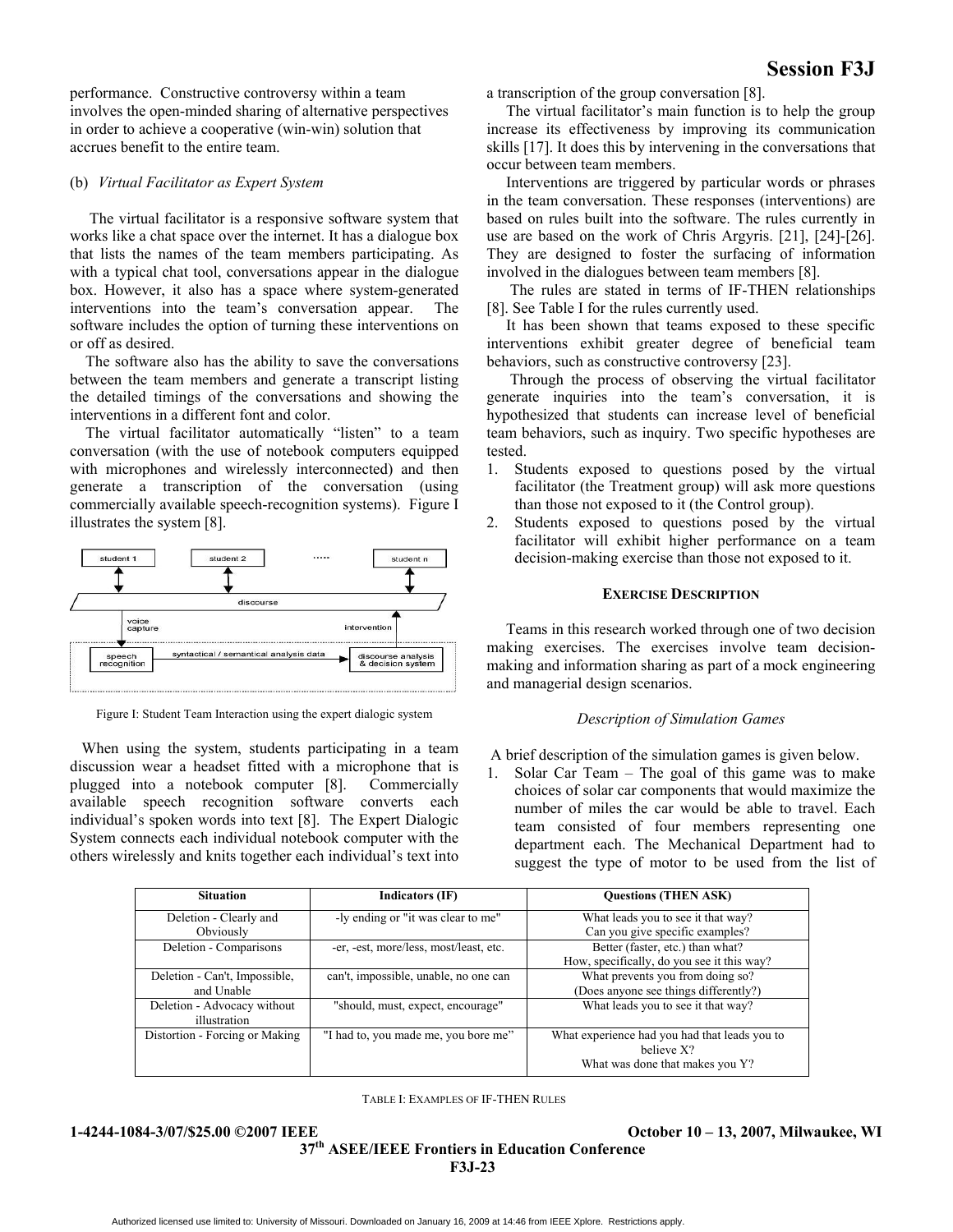performance. Constructive controversy within a team involves the open-minded sharing of alternative perspectives in order to achieve a cooperative (win-win) solution that accrues benefit to the entire team.

(b) *Virtual Facilitator as Expert System*

The virtual facilitator is a responsive software system that works like a chat space over the internet. It has a dialogue box that lists the names of the team members participating. As with a typical chat tool, conversations appear in the dialogue box. However, it also has a space where system-generated interventions into the team's conversation appear. The software includes the option of turning these interventions on or off as desired.

The software also has the ability to save the conversations between the team members and generate a transcript listing the detailed timings of the conversations and showing the interventions in a different font and color.

The virtual facilitator automatically "listen" to a team conversation (with the use of notebook computers equipped with microphones and wirelessly interconnected) and then generate a transcription of the conversation (using commercially available speech-recognition systems). Figure I illustrates the system [8].

Figure I: Student Team Interaction using the expert dialogic system

When using the system, students participating in a team discussion wear a headset fitted with a microphone that is plugged into a notebook computer [8]. Commercially available speech recognition software converts each individual's spoken words into text [8]. The Expert Dialogic System connects each individual notebook computer with the others wirelessly and knits together each individual's text into a transcription of the group conversation [8].

The virtual facilitator's main function is to help the group increase its effectiveness by improving its communication skills [17]. It does this by intervening in the conversations that occur between team members.

Interventions are triggered by particular words or phrases in the team conversation. These responses (interventions) are based on rules built into the software. The rules currently in use are based on the work of Chris Argyris. [21], [24]-[26]. They are designed to foster the surfacing of information involved in the dialogues between team members [8].

The rules are stated in terms of IF-THEN relationships [8]. See Table I for the rules currently used.

It has been shown that teams exposed to these specific interventions exhibit greater degree of beneficial team behaviors, such as constructive controversy [23].

Through the process of observing the virtual facilitator generate inquiries into the team's conversation, it is hypothesized that students can increase level of beneficial team behaviors, such as inquiry. Two specific hypotheses are tested.

1. Students exposed to questions posed by the virtual facilitator (the Treatment group) will ask more questions than those not exposed to it (the Control group).
2. Students exposed to questions posed by the virtual facilitator will exhibit higher performance on a team decision-making exercise than those not exposed to it.

## EXERCISE DESCRIPTION

Teams in this research worked through one of two decision making exercises. The exercises involve team decision-making and information sharing as part of a mock engineering and managerial design scenarios.

*Description of Simulation Games*

A brief description of the simulation games is given below.

1. Solar Car Team – The goal of this game was to make choices of solar car components that would maximize the number of miles the car would be able to travel. Each team consisted of four members representing one department each. The Mechanical Department had to suggest the type of motor to be used from the list of

| Situation | Indicators (IF) | Questions (THEN ASK) |
|---|---|---|
| Deletion - Clearly and Obviously | -ly ending or "it was clear to me" | What leads you to see it that way?<br>Can you give specific examples? |
| Deletion - Comparisons | -er, -est, more/less, most/least, etc. | Better (faster, etc.) than what?<br>How, specifically, do you see it this way? |
| Deletion - Can't, Impossible, and Unable | can't, impossible, unable, no one can | What prevents you from doing so?<br>(Does anyone see things differently?) |
| Deletion - Advocacy without illustration | "should, must, expect, encourage" | What leads you to see it that way? |
| Distortion - Forcing or Making | "I had to, you made me, you bore me" | What experience had you had that leads you to believe X?<br>What was done that makes you Y? |

TABLE I: EXAMPLES OF IF-THEN RULES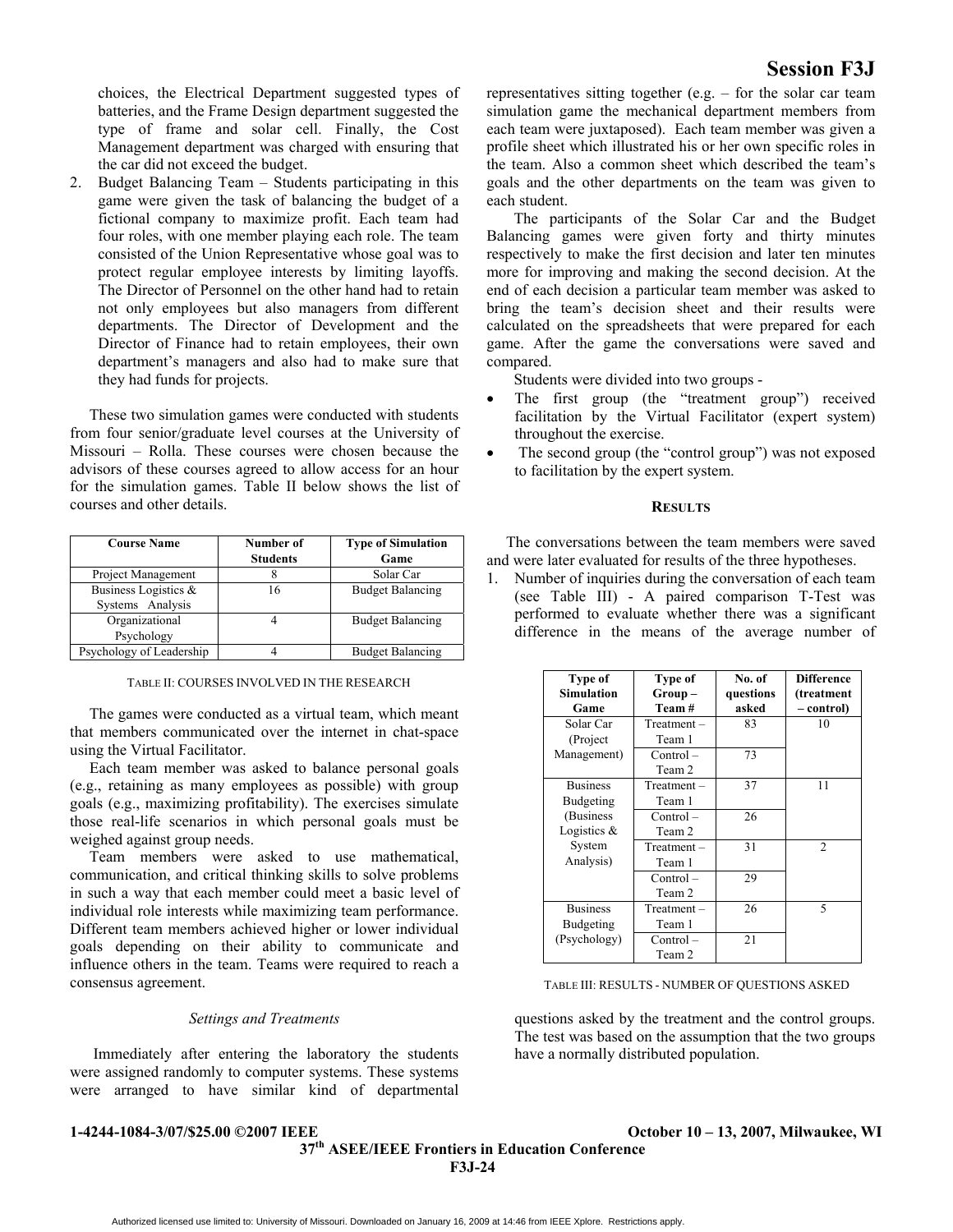choices, the Electrical Department suggested types of batteries, and the Frame Design department suggested the type of frame and solar cell. Finally, the Cost Management department was charged with ensuring that the car did not exceed the budget.

2. Budget Balancing Team – Students participating in this game were given the task of balancing the budget of a fictional company to maximize profit. Each team had four roles, with one member playing each role. The team consisted of the Union Representative whose goal was to protect regular employee interests by limiting layoffs. The Director of Personnel on the other hand had to retain not only employees but also managers from different departments. The Director of Development and the Director of Finance had to retain employees, their own department's managers and also had to make sure that they had funds for projects.

These two simulation games were conducted with students from four senior/graduate level courses at the University of Missouri – Rolla. These courses were chosen because the advisors of these courses agreed to allow access for an hour for the simulation games. Table II below shows the list of courses and other details.

| Course Name | Number of Students | Type of Simulation Game |
|---|---|---|
| Project Management | 8 | Solar Car |
| Business Logistics & Systems Analysis | 16 | Budget Balancing |
| Organizational Psychology | 4 | Budget Balancing |
| Psychology of Leadership | 4 | Budget Balancing |

TABLE II: COURSES INVOLVED IN THE RESEARCH

The games were conducted as a virtual team, which meant that members communicated over the internet in chat-space using the Virtual Facilitator.

Each team member was asked to balance personal goals (e.g., retaining as many employees as possible) with group goals (e.g., maximizing profitability). The exercises simulate those real-life scenarios in which personal goals must be weighed against group needs.

Team members were asked to use mathematical, communication, and critical thinking skills to solve problems in such a way that each member could meet a basic level of individual role interests while maximizing team performance. Different team members achieved higher or lower individual goals depending on their ability to communicate and influence others in the team. Teams were required to reach a consensus agreement.

### *Settings and Treatments*

Immediately after entering the laboratory the students were assigned randomly to computer systems. These systems were arranged to have similar kind of departmental representatives sitting together (e.g. – for the solar car team simulation game the mechanical department members from each team were juxtaposed). Each team member was given a profile sheet which illustrated his or her own specific roles in the team. Also a common sheet which described the team's goals and the other departments on the team was given to each student.

The participants of the Solar Car and the Budget Balancing games were given forty and thirty minutes respectively to make the first decision and later ten minutes more for improving and making the second decision. At the end of each decision a particular team member was asked to bring the team's decision sheet and their results were calculated on the spreadsheets that were prepared for each game. After the game the conversations were saved and compared.

Students were divided into two groups -

- The first group (the "treatment group") received facilitation by the Virtual Facilitator (expert system) throughout the exercise.
- The second group (the "control group") was not exposed to facilitation by the expert system.

## RESULTS

The conversations between the team members were saved and were later evaluated for results of the three hypotheses.

1. Number of inquiries during the conversation of each team (see Table III) - A paired comparison T-Test was performed to evaluate whether there was a significant difference in the means of the average number of questions asked by the treatment and the control groups. The test was based on the assumption that the two groups have a normally distributed population.

| Type of Simulation Game | Type of Group – Team # | No. of questions asked | Difference (treatment – control) |
|---|---|---|---|
| Solar Car (Project Management) | Treatment – Team 1 | 83 | 10 |
| | Control – Team 2 | 73 | |
| Business Budgeting (Business Logistics & System Analysis) | Treatment – Team 1 | 37 | 11 |
| | Control – Team 2 | 26 | |
| | Treatment – Team 1 | 31 | 2 |
| | Control – Team 2 | 29 | |
| Business Budgeting (Psychology) | Treatment – Team 1 | 26 | 5 |
| | Control – Team 2 | 21 | |

TABLE III: RESULTS - NUMBER OF QUESTIONS ASKED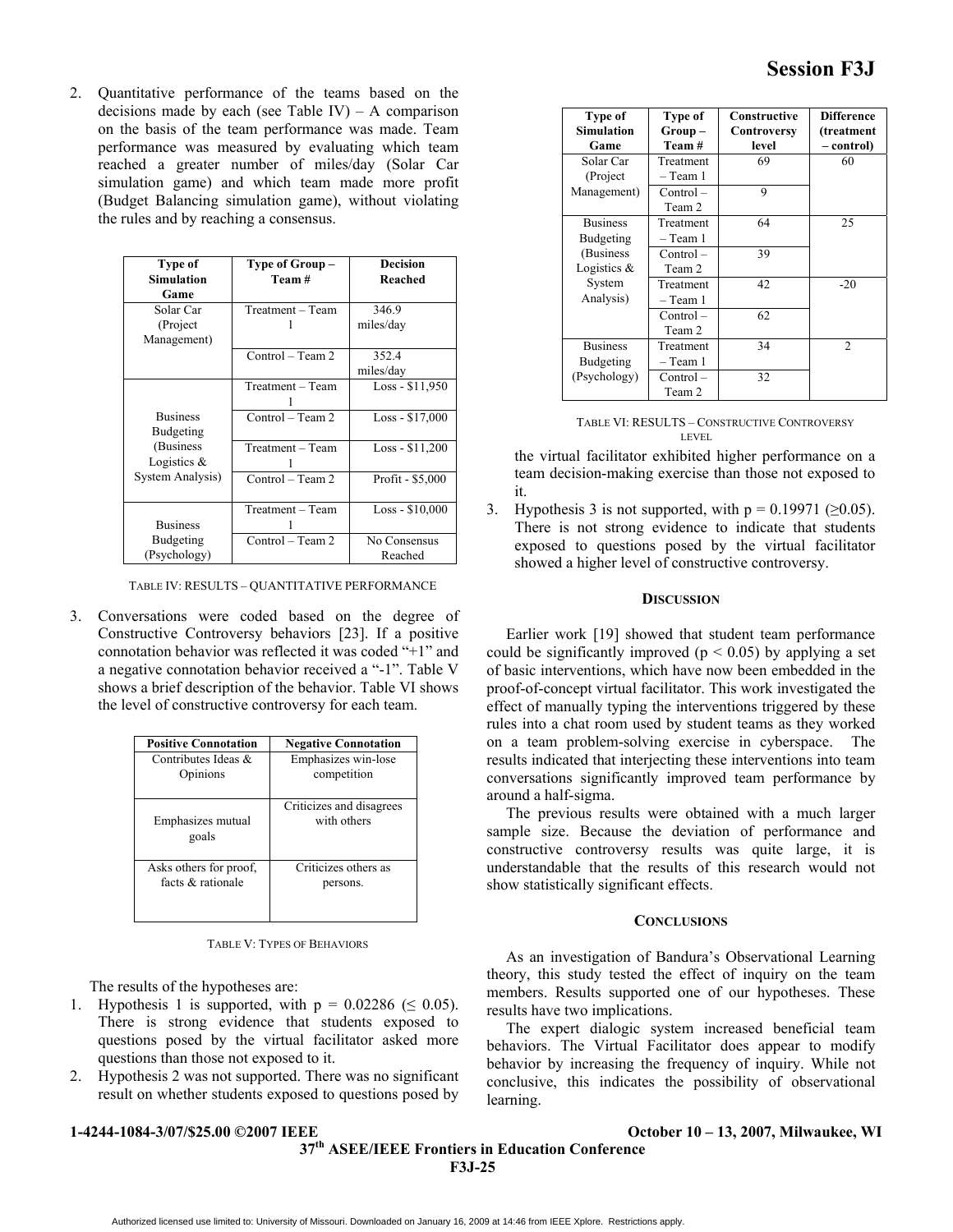2. Quantitative performance of the teams based on the decisions made by each (see Table IV) – A comparison on the basis of the team performance was made. Team performance was measured by evaluating which team reached a greater number of miles/day (Solar Car simulation game) and which team made more profit (Budget Balancing simulation game), without violating the rules and by reaching a consensus.

| Type of Simulation Game | Type of Group – Team # | Decision Reached |
|---|---|---|
| Solar Car (Project Management) | Treatment – Team 1 | 346.9 miles/day |
| | Control – Team 2 | 352.4 miles/day |
| Business Budgeting (Business Logistics & System Analysis) | Treatment – Team 1 | Loss - $11,950 |
| | Control – Team 2 | Loss - $17,000 |
| | Treatment – Team 1 | Loss - $11,200 |
| | Control – Team 2 | Profit - $5,000 |
| Business Budgeting (Psychology) | Treatment – Team 1 | Loss - $10,000 |
| | Control – Team 2 | No Consensus Reached |

TABLE IV: RESULTS – QUANTITATIVE PERFORMANCE

3. Conversations were coded based on the degree of Constructive Controversy behaviors [23]. If a positive connotation behavior was reflected it was coded "+1" and a negative connotation behavior received a "-1". Table V shows a brief description of the behavior. Table VI shows the level of constructive controversy for each team.

| Positive Connotation | Negative Connotation |
|---|---|
| Contributes Ideas & Opinions | Emphasizes win-lose competition |
| Emphasizes mutual goals | Criticizes and disagrees with others |
| Asks others for proof, facts & rationale | Criticizes others as persons. |

TABLE V: TYPES OF BEHAVIORS

The results of the hypotheses are:

1. Hypothesis 1 is supported, with $p = 0.02286$ ($\leq 0.05$). There is strong evidence that students exposed to questions posed by the virtual facilitator asked more questions than those not exposed to it.
2. Hypothesis 2 was not supported. There was no significant result on whether students exposed to questions posed by the virtual facilitator exhibited higher performance on a team decision-making exercise than those not exposed to it.
3. Hypothesis 3 is not supported, with $p = 0.19971$ ($\geq 0.05$). There is not strong evidence to indicate that students exposed to questions posed by the virtual facilitator showed a higher level of constructive controversy.

| Type of Simulation Game | Type of Group – Team # | Constructive Controversy level | Difference (treatment – control) |
|---|---|---|---|
| Solar Car (Project Management) | Treatment – Team 1 | 69 | 60 |
| | Control – Team 2 | 9 | |
| Business Budgeting (Business Logistics & System Analysis) | Treatment – Team 1 | 64 | 25 |
| | Control – Team 2 | 39 | |
| | Treatment – Team 1 | 42 | -20 |
| | Control – Team 2 | 62 | |
| Business Budgeting (Psychology) | Treatment – Team 1 | 34 | 2 |
| | Control – Team 2 | 32 | |

TABLE VI: RESULTS – CONSTRUCTIVE CONTROVERSY LEVEL

## DISCUSSION

Earlier work [19] showed that student team performance could be significantly improved ($p < 0.05$) by applying a set of basic interventions, which have now been embedded in the proof-of-concept virtual facilitator. This work investigated the effect of manually typing the interventions triggered by these rules into a chat room used by student teams as they worked on a team problem-solving exercise in cyberspace. The results indicated that interjecting these interventions into team conversations significantly improved team performance by around a half-sigma.

The previous results were obtained with a much larger sample size. Because the deviation of performance and constructive controversy results was quite large, it is understandable that the results of this research would not show statistically significant effects.

## CONCLUSIONS

As an investigation of Bandura's Observational Learning theory, this study tested the effect of inquiry on the team members. Results supported one of our hypotheses. These results have two implications.

The expert dialogic system increased beneficial team behaviors. The Virtual Facilitator does appear to modify behavior by increasing the frequency of inquiry. While not conclusive, this indicates the possibility of observational learning.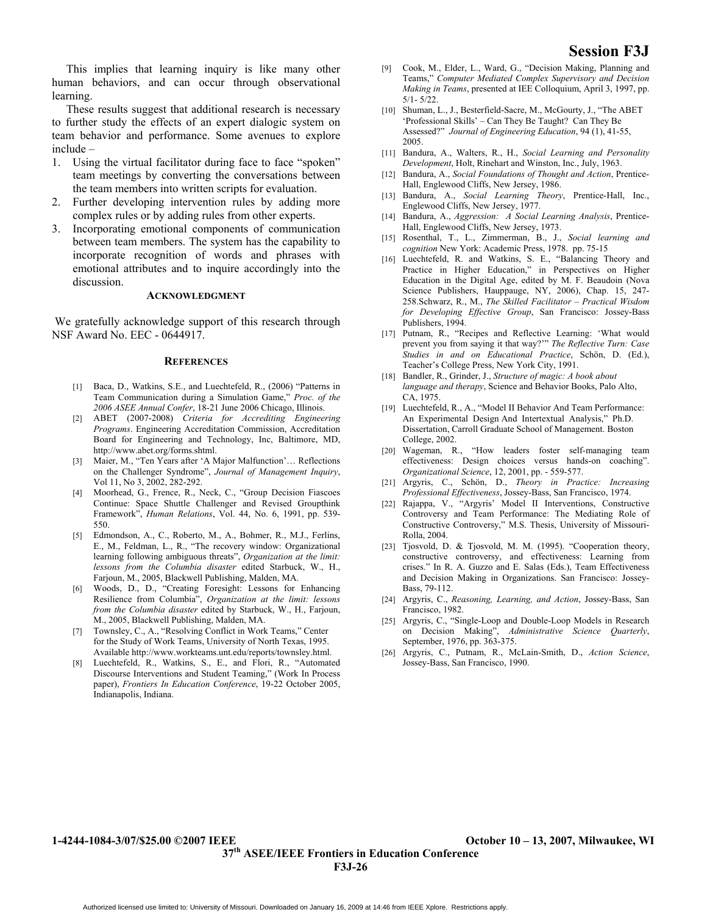This implies that learning inquiry is like many other human behaviors, and can occur through observational learning.

These results suggest that additional research is necessary to further study the effects of an expert dialogic system on team behavior and performance. Some avenues to explore include –

1. Using the virtual facilitator during face to face "spoken" team meetings by converting the conversations between the team members into written scripts for evaluation.
2. Further developing intervention rules by adding more complex rules or by adding rules from other experts.
3. Incorporating emotional components of communication between team members. The system has the capability to incorporate recognition of words and phrases with emotional attributes and to inquire accordingly into the discussion.

## Acknowledgment

We gratefully acknowledge support of this research through NSF Award No. EEC - 0644917.

## References

[1] Baca, D., Watkins, S.E., and Luechtefeld, R., (2006) "Patterns in Team Communication during a Simulation Game," *Proc. of the 2006 ASEE Annual Confer*, 18-21 June 2006 Chicago, Illinois.

[2] ABET (2007-2008) *Criteria for Accrediting Engineering Programs*. Engineering Accreditation Commission, Accreditation Board for Engineering and Technology, Inc, Baltimore, MD, http://www.abet.org/forms.shtml.

[3] Maier, M., "Ten Years after 'A Major Malfunction'… Reflections on the Challenger Syndrome", *Journal of Management Inquiry*, Vol 11, No 3, 2002, 282-292.

[4] Moorhead, G., Frence, R., Neck, C., "Group Decision Fiascoes Continue: Space Shuttle Challenger and Revised Groupthink Framework", *Human Relations*, Vol. 44, No. 6, 1991, pp. 539-550.

[5] Edmondson, A., C., Roberto, M., A., Bohmer, R., M.J., Ferlins, E., M., Feldman, L., R., "The recovery window: Organizational learning following ambiguous threats", *Organization at the limit: lessons from the Columbia disaster* edited Starbuck, W., H., Farjoun, M., 2005, Blackwell Publishing, Malden, MA.

[6] Woods, D., D., "Creating Foresight: Lessons for Enhancing Resilience from Columbia", *Organization at the limit: lessons from the Columbia disaster* edited by Starbuck, W., H., Farjoun, M., 2005, Blackwell Publishing, Malden, MA.

[7] Townsley, C., A., "Resolving Conflict in Work Teams," Center for the Study of Work Teams, University of North Texas, 1995. Available http://www.workteams.unt.edu/reports/townsley.html.

[8] Luechtefeld, R., Watkins, S., E., and Flori, R., "Automated Discourse Interventions and Student Teaming," (Work In Process paper), *Frontiers In Education Conference*, 19-22 October 2005, Indianapolis, Indiana.

[9] Cook, M., Elder, L., Ward, G., "Decision Making, Planning and Teams," *Computer Mediated Complex Supervisory and Decision Making in Teams*, presented at IEE Colloquium, April 3, 1997, pp. 5/1- 5/22.

[10] Shuman, L., J., Besterfield-Sacre, M., McGourty, J., "The ABET 'Professional Skills' – Can They Be Taught? Can They Be Assessed?" *Journal of Engineering Education*, 94 (1), 41-55, 2005.

[11] Bandura, A., Walters, R., H., *Social Learning and Personality Development*, Holt, Rinehart and Winston, Inc., July, 1963.

[12] Bandura, A., *Social Foundations of Thought and Action*, Prentice-Hall, Englewood Cliffs, New Jersey, 1986.

[13] Bandura, A., *Social Learning Theory*, Prentice-Hall, Inc., Englewood Cliffs, New Jersey, 1977.

[14] Bandura, A., *Aggression: A Social Learning Analysis*, Prentice-Hall, Englewood Cliffs, New Jersey, 1973.

[15] Rosenthal, T., L., Zimmerman, B., J., *Social learning and cognition* New York: Academic Press, 1978. pp. 75-15

[16] Luechtefeld, R. and Watkins, S. E., "Balancing Theory and Practice in Higher Education," in Perspectives on Higher Education in the Digital Age, edited by M. F. Beaudoin (Nova Science Publishers, Hauppauge, NY, 2006), Chap. 15, 247-258.Schwarz, R., M., *The Skilled Facilitator – Practical Wisdom for Developing Effective Group*, San Francisco: Jossey-Bass Publishers, 1994.

[17] Putnam, R., "Recipes and Reflective Learning: 'What would prevent you from saying it that way?'" *The Reflective Turn: Case Studies in and on Educational Practice*, Schön, D. (Ed.), Teacher's College Press, New York City, 1991.

[18] Bandler, R., Grinder, J., *Structure of magic: A book about language and therapy*, Science and Behavior Books, Palo Alto, CA, 1975.

[19] Luechtefeld, R., A., "Model II Behavior And Team Performance: An Experimental Design And Intertextual Analysis," Ph.D. Dissertation, Carroll Graduate School of Management. Boston College, 2002.

[20] Wageman, R., "How leaders foster self-managing team effectiveness: Design choices versus hands-on coaching". *Organizational Science*, 12, 2001, pp. - 559-577.

[21] Argyris, C., Schön, D., *Theory in Practice: Increasing Professional Effectiveness*, Jossey-Bass, San Francisco, 1974.

[22] Rajappa, V., "Argyris' Model II Interventions, Constructive Controversy and Team Performance: The Mediating Role of Constructive Controversy," M.S. Thesis, University of Missouri-Rolla, 2004.

[23] Tjosvold, D. & Tjosvold, M. M. (1995). "Cooperation theory, constructive controversy, and effectiveness: Learning from crises." In R. A. Guzzo and E. Salas (Eds.), Team Effectiveness and Decision Making in Organizations. San Francisco: Jossey-Bass, 79-112.

[24] Argyris, C., *Reasoning, Learning, and Action*, Jossey-Bass, San Francisco, 1982.

[25] Argyris, C., "Single-Loop and Double-Loop Models in Research on Decision Making", *Administrative Science Quarterly*, September, 1976, pp. 363-375.

[26] Argyris, C., Putnam, R., McLain-Smith, D., *Action Science*, Jossey-Bass, San Francisco, 1990.